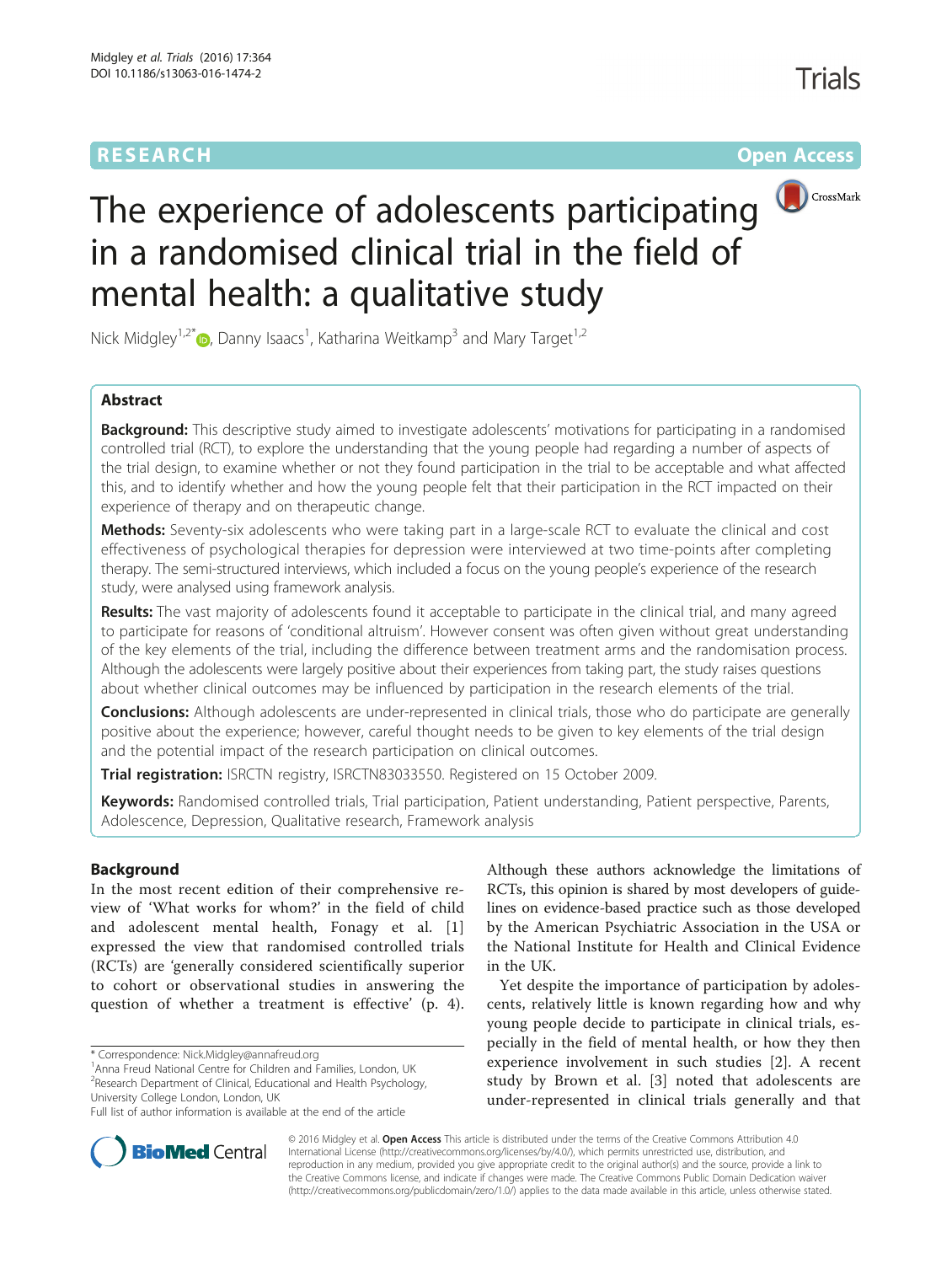RESEARCH Open Access

# The experience of adolescents participating in a randomised clinical trial in the field of mental health: a qualitative study

Nick Midgley[1,2*], Danny Isaacs[1], Katharina Weitkamp[3] and Mary Target[1,2]

## Abstract

**Background:** This descriptive study aimed to investigate adolescents' motivations for participating in a randomised controlled trial (RCT), to explore the understanding that the young people had regarding a number of aspects of the trial design, to examine whether or not they found participation in the trial to be acceptable and what affected this, and to identify whether and how the young people felt that their participation in the RCT impacted on their experience of therapy and on therapeutic change.

**Methods:** Seventy-six adolescents who were taking part in a large-scale RCT to evaluate the clinical and cost effectiveness of psychological therapies for depression were interviewed at two time-points after completing therapy. The semi-structured interviews, which included a focus on the young people's experience of the research study, were analysed using framework analysis.

**Results:** The vast majority of adolescents found it acceptable to participate in the clinical trial, and many agreed to participate for reasons of 'conditional altruism'. However consent was often given without great understanding of the key elements of the trial, including the difference between treatment arms and the randomisation process. Although the adolescents were largely positive about their experiences from taking part, the study raises questions about whether clinical outcomes may be influenced by participation in the research elements of the trial.

**Conclusions:** Although adolescents are under-represented in clinical trials, those who do participate are generally positive about the experience; however, careful thought needs to be given to key elements of the trial design and the potential impact of the research participation on clinical outcomes.

**Trial registration:** ISRCTN registry, ISRCTN83033550. Registered on 15 October 2009.

**Keywords:** Randomised controlled trials, Trial participation, Patient understanding, Patient perspective, Parents, Adolescence, Depression, Qualitative research, Framework analysis

## Background

In the most recent edition of their comprehensive review of 'What works for whom?' in the field of child and adolescent mental health, Fonagy et al. [1] expressed the view that randomised controlled trials (RCTs) are 'generally considered scientifically superior to cohort or observational studies in answering the question of whether a treatment is effective' (p. 4). Although these authors acknowledge the limitations of RCTs, this opinion is shared by most developers of guidelines on evidence-based practice such as those developed by the American Psychiatric Association in the USA or the National Institute for Health and Clinical Evidence in the UK.

Yet despite the importance of participation by adolescents, relatively little is known regarding how and why young people decide to participate in clinical trials, especially in the field of mental health, or how they then experience involvement in such studies [2]. A recent study by Brown et al. [3] noted that adolescents are under-represented in clinical trials generally and that

\* Correspondence: Nick.Midgley@annafreud.org
[1]Anna Freud National Centre for Children and Families, London, UK
[2]Research Department of Clinical, Educational and Health Psychology, University College London, London, UK
Full list of author information is available at the end of the article

© 2016 Midgley et al. **Open Access** This article is distributed under the terms of the Creative Commons Attribution 4.0 International License (http://creativecommons.org/licenses/by/4.0/), which permits unrestricted use, distribution, and reproduction in any medium, provided you give appropriate credit to the original author(s) and the source, provide a link to the Creative Commons license, and indicate if changes were made. The Creative Commons Public Domain Dedication waiver (http://creativecommons.org/publicdomain/zero/1.0/) applies to the data made available in this article, unless otherwise stated.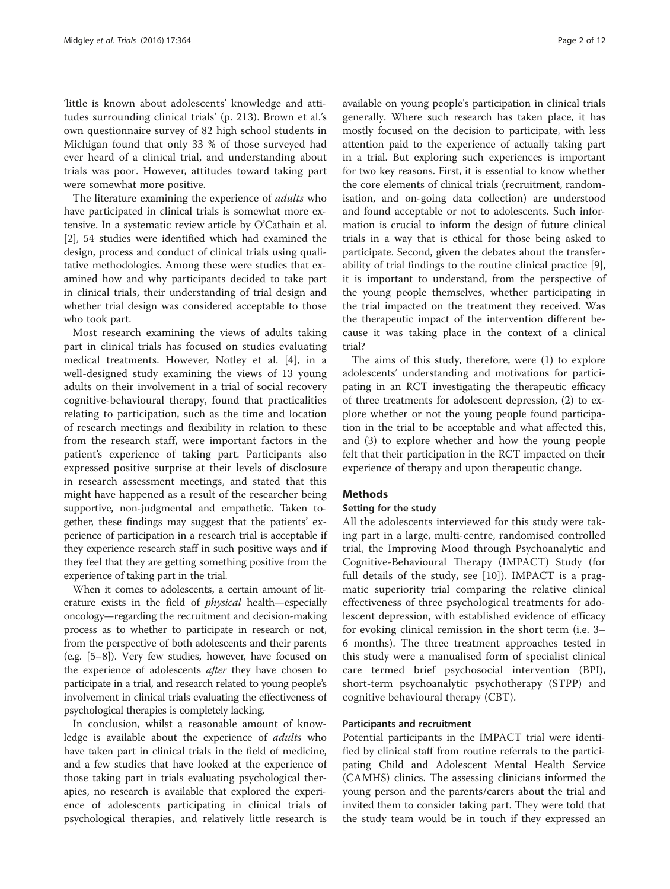'little is known about adolescents' knowledge and attitudes surrounding clinical trials' (p. 213). Brown et al.'s own questionnaire survey of 82 high school students in Michigan found that only 33 % of those surveyed had ever heard of a clinical trial, and understanding about trials was poor. However, attitudes toward taking part were somewhat more positive.

The literature examining the experience of *adults* who have participated in clinical trials is somewhat more extensive. In a systematic review article by O'Cathain et al. [2], 54 studies were identified which had examined the design, process and conduct of clinical trials using qualitative methodologies. Among these were studies that examined how and why participants decided to take part in clinical trials, their understanding of trial design and whether trial design was considered acceptable to those who took part.

Most research examining the views of adults taking part in clinical trials has focused on studies evaluating medical treatments. However, Notley et al. [4], in a well-designed study examining the views of 13 young adults on their involvement in a trial of social recovery cognitive-behavioural therapy, found that practicalities relating to participation, such as the time and location of research meetings and flexibility in relation to these from the research staff, were important factors in the patient's experience of taking part. Participants also expressed positive surprise at their levels of disclosure in research assessment meetings, and stated that this might have happened as a result of the researcher being supportive, non-judgmental and empathetic. Taken together, these findings may suggest that the patients' experience of participation in a research trial is acceptable if they experience research staff in such positive ways and if they feel that they are getting something positive from the experience of taking part in the trial.

When it comes to adolescents, a certain amount of literature exists in the field of *physical* health—especially oncology—regarding the recruitment and decision-making process as to whether to participate in research or not, from the perspective of both adolescents and their parents (e.g. [5–8]). Very few studies, however, have focused on the experience of adolescents *after* they have chosen to participate in a trial, and research related to young people's involvement in clinical trials evaluating the effectiveness of psychological therapies is completely lacking.

In conclusion, whilst a reasonable amount of knowledge is available about the experience of *adults* who have taken part in clinical trials in the field of medicine, and a few studies that have looked at the experience of those taking part in trials evaluating psychological therapies, no research is available that explored the experience of adolescents participating in clinical trials of psychological therapies, and relatively little research is available on young people's participation in clinical trials generally. Where such research has taken place, it has mostly focused on the decision to participate, with less attention paid to the experience of actually taking part in a trial. But exploring such experiences is important for two key reasons. First, it is essential to know whether the core elements of clinical trials (recruitment, randomisation, and on-going data collection) are understood and found acceptable or not to adolescents. Such information is crucial to inform the design of future clinical trials in a way that is ethical for those being asked to participate. Second, given the debates about the transferability of trial findings to the routine clinical practice [9], it is important to understand, from the perspective of the young people themselves, whether participating in the trial impacted on the treatment they received. Was the therapeutic impact of the intervention different because it was taking place in the context of a clinical trial?

The aims of this study, therefore, were (1) to explore adolescents' understanding and motivations for participating in an RCT investigating the therapeutic efficacy of three treatments for adolescent depression, (2) to explore whether or not the young people found participation in the trial to be acceptable and what affected this, and (3) to explore whether and how the young people felt that their participation in the RCT impacted on their experience of therapy and upon therapeutic change.

## Methods

### Setting for the study

All the adolescents interviewed for this study were taking part in a large, multi-centre, randomised controlled trial, the Improving Mood through Psychoanalytic and Cognitive-Behavioural Therapy (IMPACT) Study (for full details of the study, see [10]). IMPACT is a pragmatic superiority trial comparing the relative clinical effectiveness of three psychological treatments for adolescent depression, with established evidence of efficacy for evoking clinical remission in the short term (i.e. 3–6 months). The three treatment approaches tested in this study were a manualised form of specialist clinical care termed brief psychosocial intervention (BPI), short-term psychoanalytic psychotherapy (STPP) and cognitive behavioural therapy (CBT).

### Participants and recruitment

Potential participants in the IMPACT trial were identified by clinical staff from routine referrals to the participating Child and Adolescent Mental Health Service (CAMHS) clinics. The assessing clinicians informed the young person and the parents/carers about the trial and invited them to consider taking part. They were told that the study team would be in touch if they expressed an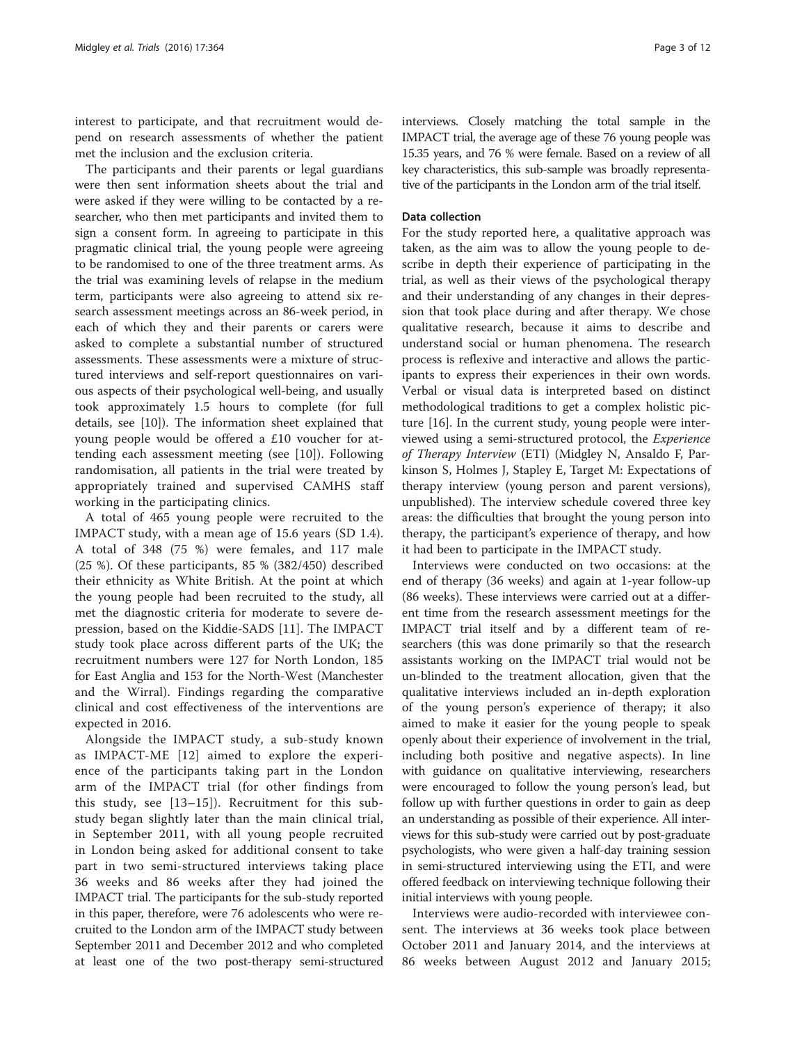interest to participate, and that recruitment would depend on research assessments of whether the patient met the inclusion and the exclusion criteria.

The participants and their parents or legal guardians were then sent information sheets about the trial and were asked if they were willing to be contacted by a researcher, who then met participants and invited them to sign a consent form. In agreeing to participate in this pragmatic clinical trial, the young people were agreeing to be randomised to one of the three treatment arms. As the trial was examining levels of relapse in the medium term, participants were also agreeing to attend six research assessment meetings across an 86-week period, in each of which they and their parents or carers were asked to complete a substantial number of structured assessments. These assessments were a mixture of structured interviews and self-report questionnaires on various aspects of their psychological well-being, and usually took approximately 1.5 hours to complete (for full details, see [10]). The information sheet explained that young people would be offered a £10 voucher for attending each assessment meeting (see [10]). Following randomisation, all patients in the trial were treated by appropriately trained and supervised CAMHS staff working in the participating clinics.

A total of 465 young people were recruited to the IMPACT study, with a mean age of 15.6 years (SD 1.4). A total of 348 (75 %) were females, and 117 male (25 %). Of these participants, 85 % (382/450) described their ethnicity as White British. At the point at which the young people had been recruited to the study, all met the diagnostic criteria for moderate to severe depression, based on the Kiddie-SADS [11]. The IMPACT study took place across different parts of the UK; the recruitment numbers were 127 for North London, 185 for East Anglia and 153 for the North-West (Manchester and the Wirral). Findings regarding the comparative clinical and cost effectiveness of the interventions are expected in 2016.

Alongside the IMPACT study, a sub-study known as IMPACT-ME [12] aimed to explore the experience of the participants taking part in the London arm of the IMPACT trial (for other findings from this study, see [13–15]). Recruitment for this substudy began slightly later than the main clinical trial, in September 2011, with all young people recruited in London being asked for additional consent to take part in two semi-structured interviews taking place 36 weeks and 86 weeks after they had joined the IMPACT trial. The participants for the sub-study reported in this paper, therefore, were 76 adolescents who were recruited to the London arm of the IMPACT study between September 2011 and December 2012 and who completed at least one of the two post-therapy semi-structured interviews. Closely matching the total sample in the IMPACT trial, the average age of these 76 young people was 15.35 years, and 76 % were female. Based on a review of all key characteristics, this sub-sample was broadly representative of the participants in the London arm of the trial itself.

### Data collection

For the study reported here, a qualitative approach was taken, as the aim was to allow the young people to describe in depth their experience of participating in the trial, as well as their views of the psychological therapy and their understanding of any changes in their depression that took place during and after therapy. We chose qualitative research, because it aims to describe and understand social or human phenomena. The research process is reflexive and interactive and allows the participants to express their experiences in their own words. Verbal or visual data is interpreted based on distinct methodological traditions to get a complex holistic picture [16]. In the current study, young people were interviewed using a semi-structured protocol, the *Experience of Therapy Interview* (ETI) (Midgley N, Ansaldo F, Parkinson S, Holmes J, Stapley E, Target M: Expectations of therapy interview (young person and parent versions), unpublished). The interview schedule covered three key areas: the difficulties that brought the young person into therapy, the participant's experience of therapy, and how it had been to participate in the IMPACT study.

Interviews were conducted on two occasions: at the end of therapy (36 weeks) and again at 1-year follow-up (86 weeks). These interviews were carried out at a different time from the research assessment meetings for the IMPACT trial itself and by a different team of researchers (this was done primarily so that the research assistants working on the IMPACT trial would not be un-blinded to the treatment allocation, given that the qualitative interviews included an in-depth exploration of the young person's experience of therapy; it also aimed to make it easier for the young people to speak openly about their experience of involvement in the trial, including both positive and negative aspects). In line with guidance on qualitative interviewing, researchers were encouraged to follow the young person's lead, but follow up with further questions in order to gain as deep an understanding as possible of their experience. All interviews for this sub-study were carried out by post-graduate psychologists, who were given a half-day training session in semi-structured interviewing using the ETI, and were offered feedback on interviewing technique following their initial interviews with young people.

Interviews were audio-recorded with interviewee consent. The interviews at 36 weeks took place between October 2011 and January 2014, and the interviews at 86 weeks between August 2012 and January 2015;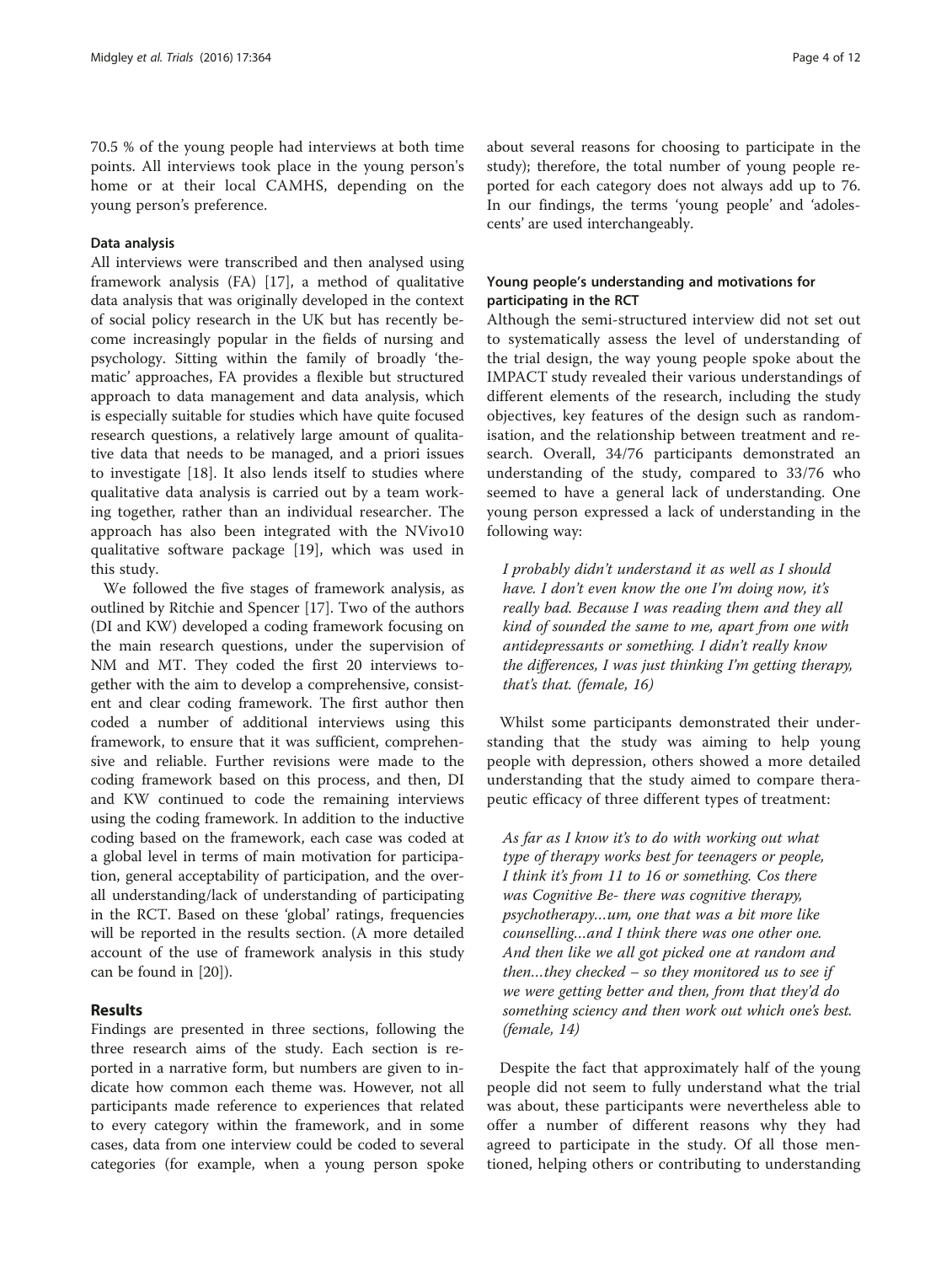70.5 % of the young people had interviews at both time points. All interviews took place in the young person's home or at their local CAMHS, depending on the young person's preference.

### Data analysis

All interviews were transcribed and then analysed using framework analysis (FA) [17], a method of qualitative data analysis that was originally developed in the context of social policy research in the UK but has recently become increasingly popular in the fields of nursing and psychology. Sitting within the family of broadly 'thematic' approaches, FA provides a flexible but structured approach to data management and data analysis, which is especially suitable for studies which have quite focused research questions, a relatively large amount of qualitative data that needs to be managed, and a priori issues to investigate [18]. It also lends itself to studies where qualitative data analysis is carried out by a team working together, rather than an individual researcher. The approach has also been integrated with the NVivo10 qualitative software package [19], which was used in this study.

We followed the five stages of framework analysis, as outlined by Ritchie and Spencer [17]. Two of the authors (DI and KW) developed a coding framework focusing on the main research questions, under the supervision of NM and MT. They coded the first 20 interviews together with the aim to develop a comprehensive, consistent and clear coding framework. The first author then coded a number of additional interviews using this framework, to ensure that it was sufficient, comprehensive and reliable. Further revisions were made to the coding framework based on this process, and then, DI and KW continued to code the remaining interviews using the coding framework. In addition to the inductive coding based on the framework, each case was coded at a global level in terms of main motivation for participation, general acceptability of participation, and the overall understanding/lack of understanding of participating in the RCT. Based on these 'global' ratings, frequencies will be reported in the results section. (A more detailed account of the use of framework analysis in this study can be found in [20]).

## Results

Findings are presented in three sections, following the three research aims of the study. Each section is reported in a narrative form, but numbers are given to indicate how common each theme was. However, not all participants made reference to experiences that related to every category within the framework, and in some cases, data from one interview could be coded to several categories (for example, when a young person spoke about several reasons for choosing to participate in the study); therefore, the total number of young people reported for each category does not always add up to 76. In our findings, the terms 'young people' and 'adolescents' are used interchangeably.

### Young people's understanding and motivations for participating in the RCT

Although the semi-structured interview did not set out to systematically assess the level of understanding of the trial design, the way young people spoke about the IMPACT study revealed their various understandings of different elements of the research, including the study objectives, key features of the design such as randomisation, and the relationship between treatment and research. Overall, 34/76 participants demonstrated an understanding of the study, compared to 33/76 who seemed to have a general lack of understanding. One young person expressed a lack of understanding in the following way:

> *I probably didn't understand it as well as I should have. I don't even know the one I'm doing now, it's really bad. Because I was reading them and they all kind of sounded the same to me, apart from one with antidepressants or something. I didn't really know the differences, I was just thinking I'm getting therapy, that's that. (female, 16)*

Whilst some participants demonstrated their understanding that the study was aiming to help young people with depression, others showed a more detailed understanding that the study aimed to compare therapeutic efficacy of three different types of treatment:

> *As far as I know it's to do with working out what type of therapy works best for teenagers or people, I think it's from 11 to 16 or something. Cos there was Cognitive Be- there was cognitive therapy, psychotherapy…um, one that was a bit more like counselling…and I think there was one other one. And then like we all got picked one at random and then…they checked – so they monitored us to see if we were getting better and then, from that they'd do something sciency and then work out which one's best. (female, 14)*

Despite the fact that approximately half of the young people did not seem to fully understand what the trial was about, these participants were nevertheless able to offer a number of different reasons why they had agreed to participate in the study. Of all those mentioned, helping others or contributing to understanding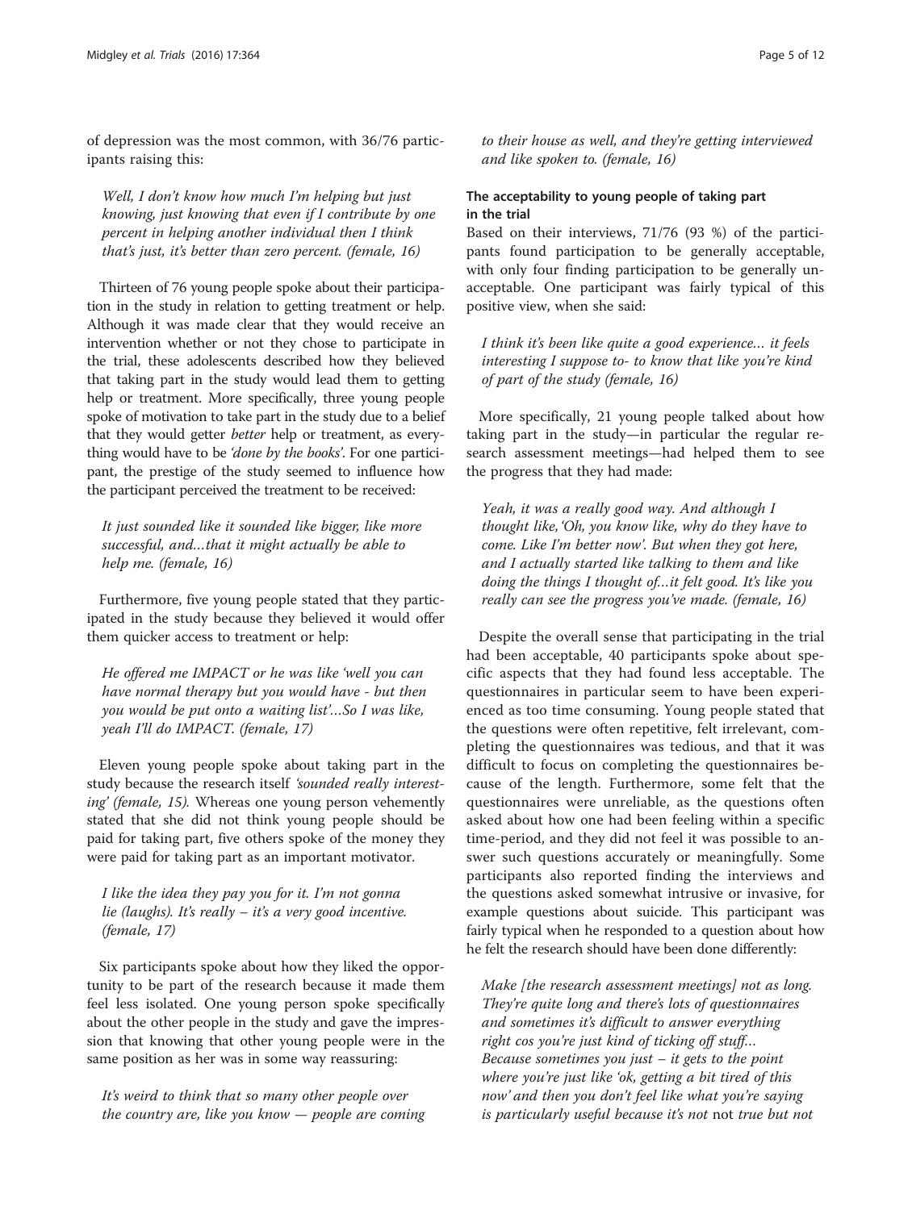of depression was the most common, with 36/76 participants raising this:

> *Well, I don't know how much I'm helping but just knowing, just knowing that even if I contribute by one percent in helping another individual then I think that's just, it's better than zero percent. (female, 16)*

Thirteen of 76 young people spoke about their participation in the study in relation to getting treatment or help. Although it was made clear that they would receive an intervention whether or not they chose to participate in the trial, these adolescents described how they believed that taking part in the study would lead them to getting help or treatment. More specifically, three young people spoke of motivation to take part in the study due to a belief that they would get *better* help or treatment, as everything would have to be *'done by the books'*. For one participant, the prestige of the study seemed to influence how the participant perceived the treatment to be received:

> *It just sounded like it sounded like bigger, like more successful, and...that it might actually be able to help me. (female, 16)*

Furthermore, five young people stated that they participated in the study because they believed it would offer them quicker access to treatment or help:

> *He offered me IMPACT or he was like 'well you can have normal therapy but you would have - but then you would be put onto a waiting list'...So I was like, yeah I'll do IMPACT. (female, 17)*

Eleven young people spoke about taking part in the study because the research itself *'sounded really interesting' (female, 15).* Whereas one young person vehemently stated that she did not think young people should be paid for taking part, five others spoke of the money they were paid for taking part as an important motivator.

> *I like the idea they pay you for it. I'm not gonna lie (laughs). It's really – it's a very good incentive. (female, 17)*

Six participants spoke about how they liked the opportunity to be part of the research because it made them feel less isolated. One young person spoke specifically about the other people in the study and gave the impression that knowing that other young people were in the same position as her was in some way reassuring:

> *It's weird to think that so many other people over the country are, like you know — people are coming to their house as well, and they're getting interviewed and like spoken to. (female, 16)*

### The acceptability to young people of taking part in the trial

Based on their interviews, 71/76 (93 %) of the participants found participation to be generally acceptable, with only four finding participation to be generally unacceptable. One participant was fairly typical of this positive view, when she said:

> *I think it's been like quite a good experience... it feels interesting I suppose to- to know that like you're kind of part of the study (female, 16)*

More specifically, 21 young people talked about how taking part in the study—in particular the regular research assessment meetings—had helped them to see the progress that they had made:

> *Yeah, it was a really good way. And although I thought like,'Oh, you know like, why do they have to come. Like I'm better now'. But when they got here, and I actually started like talking to them and like doing the things I thought of...it felt good. It's like you really can see the progress you've made. (female, 16)*

Despite the overall sense that participating in the trial had been acceptable, 40 participants spoke about specific aspects that they had found less acceptable. The questionnaires in particular seem to have been experienced as too time consuming. Young people stated that the questions were often repetitive, felt irrelevant, completing the questionnaires was tedious, and that it was difficult to focus on completing the questionnaires because of the length. Furthermore, some felt that the questionnaires were unreliable, as the questions often asked about how one had been feeling within a specific time-period, and they did not feel it was possible to answer such questions accurately or meaningfully. Some participants also reported finding the interviews and the questions asked somewhat intrusive or invasive, for example questions about suicide. This participant was fairly typical when he responded to a question about how he felt the research should have been done differently:

> *Make [the research assessment meetings] not as long. They're quite long and there's lots of questionnaires and sometimes it's difficult to answer everything right cos you're just kind of ticking off stuff... Because sometimes you just – it gets to the point where you're just like 'ok, getting a bit tired of this now' and then you don't feel like what you're saying is particularly useful because it's not* not *true but not*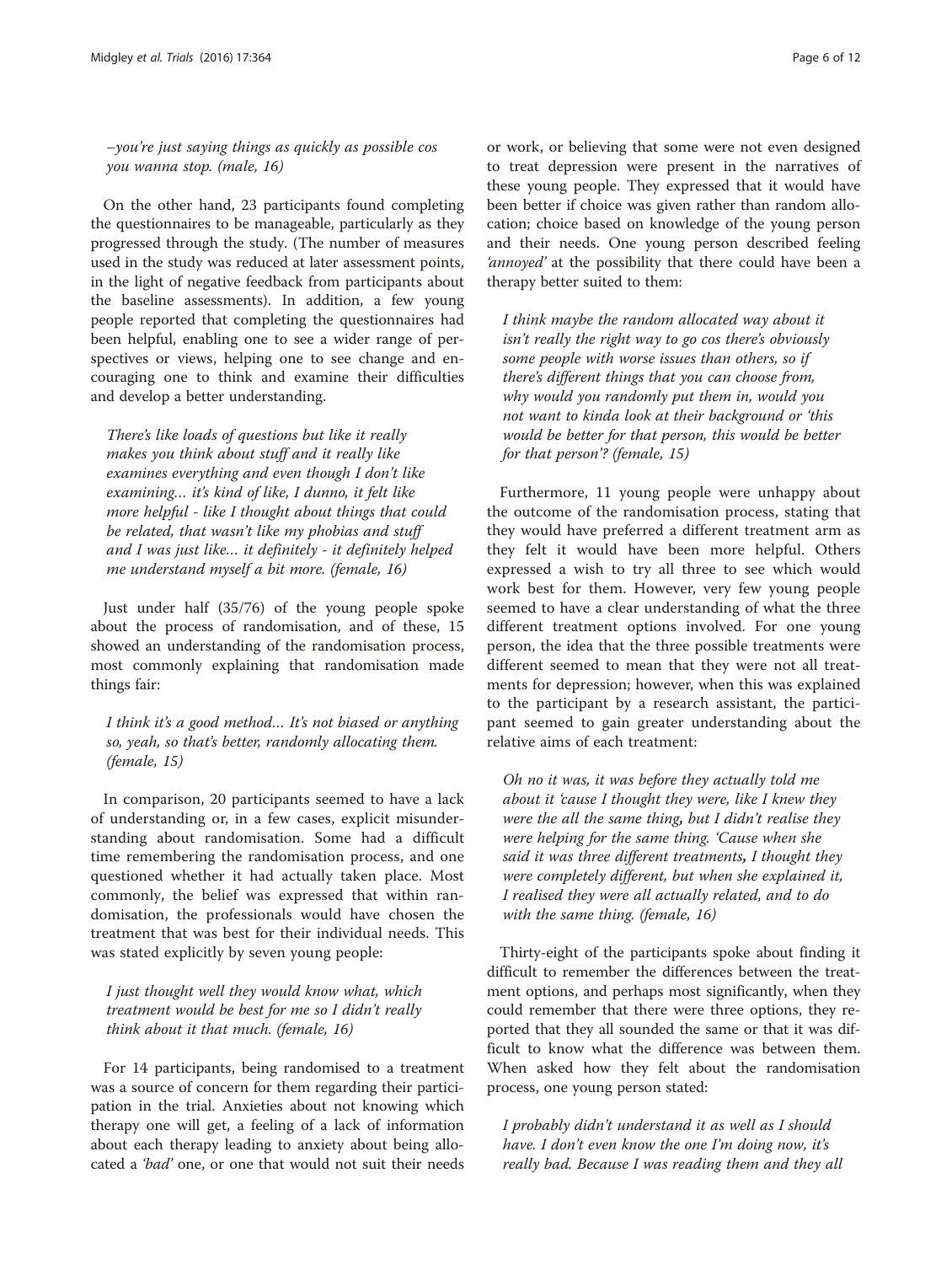*–you're just saying things as quickly as possible cos you wanna stop. (male, 16)*

On the other hand, 23 participants found completing the questionnaires to be manageable, particularly as they progressed through the study. (The number of measures used in the study was reduced at later assessment points, in the light of negative feedback from participants about the baseline assessments). In addition, a few young people reported that completing the questionnaires had been helpful, enabling one to see a wider range of perspectives or views, helping one to see change and encouraging one to think and examine their difficulties and develop a better understanding.

*There's like loads of questions but like it really makes you think about stuff and it really like examines everything and even though I don't like examining… it's kind of like, I dunno, it felt like more helpful - like I thought about things that could be related, that wasn't like my phobias and stuff and I was just like… it definitely - it definitely helped me understand myself a bit more. (female, 16)*

Just under half (35/76) of the young people spoke about the process of randomisation, and of these, 15 showed an understanding of the randomisation process, most commonly explaining that randomisation made things fair:

*I think it's a good method… It's not biased or anything so, yeah, so that's better, randomly allocating them. (female, 15)*

In comparison, 20 participants seemed to have a lack of understanding or, in a few cases, explicit misunderstanding about randomisation. Some had a difficult time remembering the randomisation process, and one questioned whether it had actually taken place. Most commonly, the belief was expressed that within randomisation, the professionals would have chosen the treatment that was best for their individual needs. This was stated explicitly by seven young people:

*I just thought well they would know what, which treatment would be best for me so I didn't really think about it that much. (female, 16)*

For 14 participants, being randomised to a treatment was a source of concern for them regarding their participation in the trial. Anxieties about not knowing which therapy one will get, a feeling of a lack of information about each therapy leading to anxiety about being allocated a *'bad'* one, or one that would not suit their needs or work, or believing that some were not even designed to treat depression were present in the narratives of these young people. They expressed that it would have been better if choice was given rather than random allocation; choice based on knowledge of the young person and their needs. One young person described feeling *'annoyed'* at the possibility that there could have been a therapy better suited to them:

*I think maybe the random allocated way about it isn't really the right way to go cos there's obviously some people with worse issues than others, so if there's different things that you can choose from, why would you randomly put them in, would you not want to kinda look at their background or 'this would be better for that person, this would be better for that person'? (female, 15)*

Furthermore, 11 young people were unhappy about the outcome of the randomisation process, stating that they would have preferred a different treatment arm as they felt it would have been more helpful. Others expressed a wish to try all three to see which would work best for them. However, very few young people seemed to have a clear understanding of what the three different treatment options involved. For one young person, the idea that the three possible treatments were different seemed to mean that they were not all treatments for depression; however, when this was explained to the participant by a research assistant, the participant seemed to gain greater understanding about the relative aims of each treatment:

*Oh no it was, it was before they actually told me about it 'cause I thought they were, like I knew they were the all the same thing, but I didn't realise they were helping for the same thing. 'Cause when she said it was three different treatments, I thought they were completely different, but when she explained it, I realised they were all actually related, and to do with the same thing. (female, 16)*

Thirty-eight of the participants spoke about finding it difficult to remember the differences between the treatment options, and perhaps most significantly, when they could remember that there were three options, they reported that they all sounded the same or that it was difficult to know what the difference was between them. When asked how they felt about the randomisation process, one young person stated:

*I probably didn't understand it as well as I should have. I don't even know the one I'm doing now, it's really bad. Because I was reading them and they all*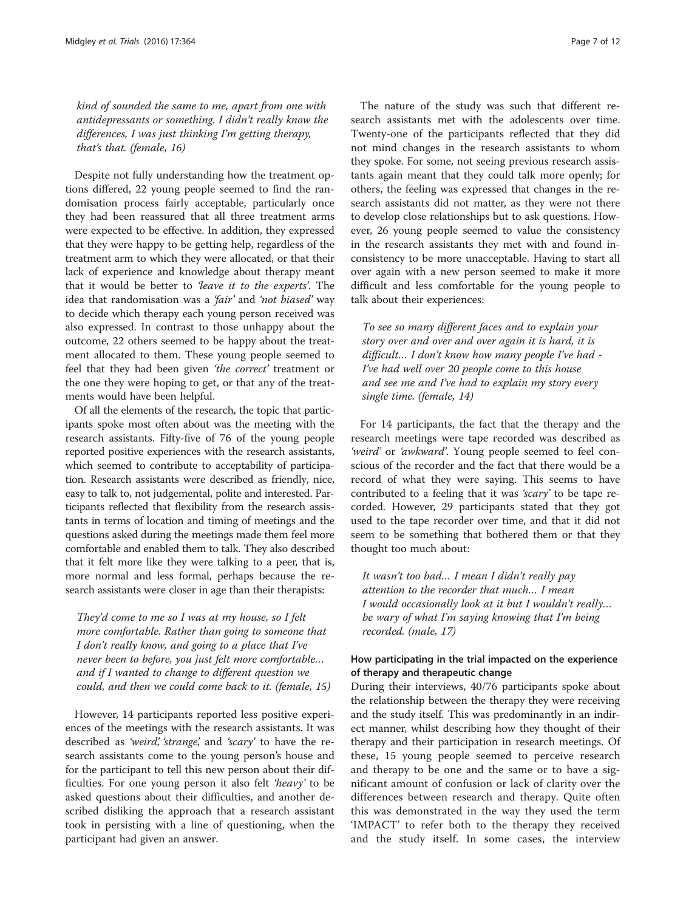*kind of sounded the same to me, apart from one with antidepressants or something. I didn't really know the differences, I was just thinking I'm getting therapy, that's that. (female, 16)*

Despite not fully understanding how the treatment options differed, 22 young people seemed to find the randomisation process fairly acceptable, particularly once they had been reassured that all three treatment arms were expected to be effective. In addition, they expressed that they were happy to be getting help, regardless of the treatment arm to which they were allocated, or that their lack of experience and knowledge about therapy meant that it would be better to *'leave it to the experts'*. The idea that randomisation was a *'fair'* and *'not biased'* way to decide which therapy each young person received was also expressed. In contrast to those unhappy about the outcome, 22 others seemed to be happy about the treatment allocated to them. These young people seemed to feel that they had been given *'the correct'* treatment or the one they were hoping to get, or that any of the treatments would have been helpful.

Of all the elements of the research, the topic that participants spoke most often about was the meeting with the research assistants. Fifty-five of 76 of the young people reported positive experiences with the research assistants, which seemed to contribute to acceptability of participation. Research assistants were described as friendly, nice, easy to talk to, not judgemental, polite and interested. Participants reflected that flexibility from the research assistants in terms of location and timing of meetings and the questions asked during the meetings made them feel more comfortable and enabled them to talk. They also described that it felt more like they were talking to a peer, that is, more normal and less formal, perhaps because the research assistants were closer in age than their therapists:

*They'd come to me so I was at my house, so I felt more comfortable. Rather than going to someone that I don't really know, and going to a place that I've never been to before, you just felt more comfortable... and if I wanted to change to different question we could, and then we could come back to it. (female, 15)*

However, 14 participants reported less positive experiences of the meetings with the research assistants. It was described as *'weird', 'strange',* and *'scary'* to have the research assistants come to the young person's house and for the participant to tell this new person about their difficulties. For one young person it also felt *'heavy'* to be asked questions about their difficulties, and another described disliking the approach that a research assistant took in persisting with a line of questioning, when the participant had given an answer.

The nature of the study was such that different research assistants met with the adolescents over time. Twenty-one of the participants reflected that they did not mind changes in the research assistants to whom they spoke. For some, not seeing previous research assistants again meant that they could talk more openly; for others, the feeling was expressed that changes in the research assistants did not matter, as they were not there to develop close relationships but to ask questions. However, 26 young people seemed to value the consistency in the research assistants they met with and found inconsistency to be more unacceptable. Having to start all over again with a new person seemed to make it more difficult and less comfortable for the young people to talk about their experiences:

*To see so many different faces and to explain your story over and over and over again it is hard, it is difficult... I don't know how many people I've had - I've had well over 20 people come to this house and see me and I've had to explain my story every single time. (female, 14)*

For 14 participants, the fact that the therapy and the research meetings were tape recorded was described as *'weird'* or *'awkward'*. Young people seemed to feel conscious of the recorder and the fact that there would be a record of what they were saying. This seems to have contributed to a feeling that it was *'scary'* to be tape recorded. However, 29 participants stated that they got used to the tape recorder over time, and that it did not seem to be something that bothered them or that they thought too much about:

*It wasn't too bad... I mean I didn't really pay attention to the recorder that much... I mean I would occasionally look at it but I wouldn't really... be wary of what I'm saying knowing that I'm being recorded. (male, 17)*

### How participating in the trial impacted on the experience of therapy and therapeutic change

During their interviews, 40/76 participants spoke about the relationship between the therapy they were receiving and the study itself. This was predominantly in an indirect manner, whilst describing how they thought of their therapy and their participation in research meetings. Of these, 15 young people seemed to perceive research and therapy to be one and the same or to have a significant amount of confusion or lack of clarity over the differences between research and therapy. Quite often this was demonstrated in the way they used the term 'IMPACT' to refer both to the therapy they received and the study itself. In some cases, the interview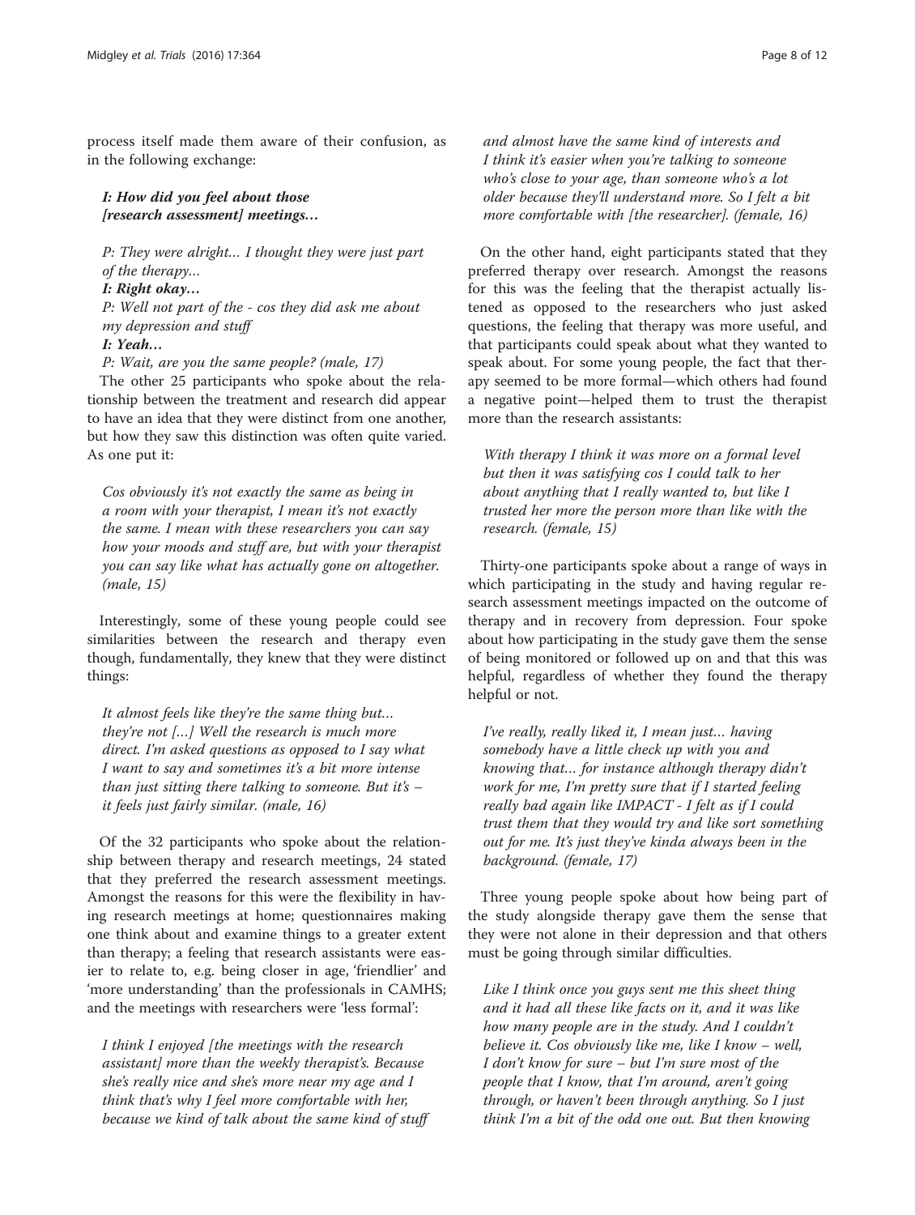process itself made them aware of their confusion, as in the following exchange:

> ***I: How did you feel about those [research assessment] meetings…***
>
> *P: They were alright… I thought they were just part of the therapy…*
>
> ***I: Right okay…***
>
> *P: Well not part of the - cos they did ask me about my depression and stuff*
>
> ***I: Yeah…***
>
> *P: Wait, are you the same people? (male, 17)*

The other 25 participants who spoke about the relationship between the treatment and research did appear to have an idea that they were distinct from one another, but how they saw this distinction was often quite varied. As one put it:

> *Cos obviously it's not exactly the same as being in a room with your therapist, I mean it's not exactly the same. I mean with these researchers you can say how your moods and stuff are, but with your therapist you can say like what has actually gone on altogether. (male, 15)*

Interestingly, some of these young people could see similarities between the research and therapy even though, fundamentally, they knew that they were distinct things:

> *It almost feels like they're the same thing but… they're not […] Well the research is much more direct. I'm asked questions as opposed to I say what I want to say and sometimes it's a bit more intense than just sitting there talking to someone. But it's – it feels just fairly similar. (male, 16)*

Of the 32 participants who spoke about the relationship between therapy and research meetings, 24 stated that they preferred the research assessment meetings. Amongst the reasons for this were the flexibility in having research meetings at home; questionnaires making one think about and examine things to a greater extent than therapy; a feeling that research assistants were easier to relate to, e.g. being closer in age, 'friendlier' and 'more understanding' than the professionals in CAMHS; and the meetings with researchers were 'less formal':

> *I think I enjoyed [the meetings with the research assistant] more than the weekly therapist's. Because she's really nice and she's more near my age and I think that's why I feel more comfortable with her, because we kind of talk about the same kind of stuff and almost have the same kind of interests and I think it's easier when you're talking to someone who's close to your age, than someone who's a lot older because they'll understand more. So I felt a bit more comfortable with [the researcher]. (female, 16)*

On the other hand, eight participants stated that they preferred therapy over research. Amongst the reasons for this was the feeling that the therapist actually listened as opposed to the researchers who just asked questions, the feeling that therapy was more useful, and that participants could speak about what they wanted to speak about. For some young people, the fact that therapy seemed to be more formal—which others had found a negative point—helped them to trust the therapist more than the research assistants:

> *With therapy I think it was more on a formal level but then it was satisfying cos I could talk to her about anything that I really wanted to, but like I trusted her more the person more than like with the research. (female, 15)*

Thirty-one participants spoke about a range of ways in which participating in the study and having regular research assessment meetings impacted on the outcome of therapy and in recovery from depression. Four spoke about how participating in the study gave them the sense of being monitored or followed up on and that this was helpful, regardless of whether they found the therapy helpful or not.

> *I've really, really liked it, I mean just… having somebody have a little check up with you and knowing that… for instance although therapy didn't work for me, I'm pretty sure that if I started feeling really bad again like IMPACT - I felt as if I could trust them that they would try and like sort something out for me. It's just they've kinda always been in the background. (female, 17)*

Three young people spoke about how being part of the study alongside therapy gave them the sense that they were not alone in their depression and that others must be going through similar difficulties.

> *Like I think once you guys sent me this sheet thing and it had all these like facts on it, and it was like how many people are in the study. And I couldn't believe it. Cos obviously like me, like I know – well, I don't know for sure – but I'm sure most of the people that I know, that I'm around, aren't going through, or haven't been through anything. So I just think I'm a bit of the odd one out. But then knowing*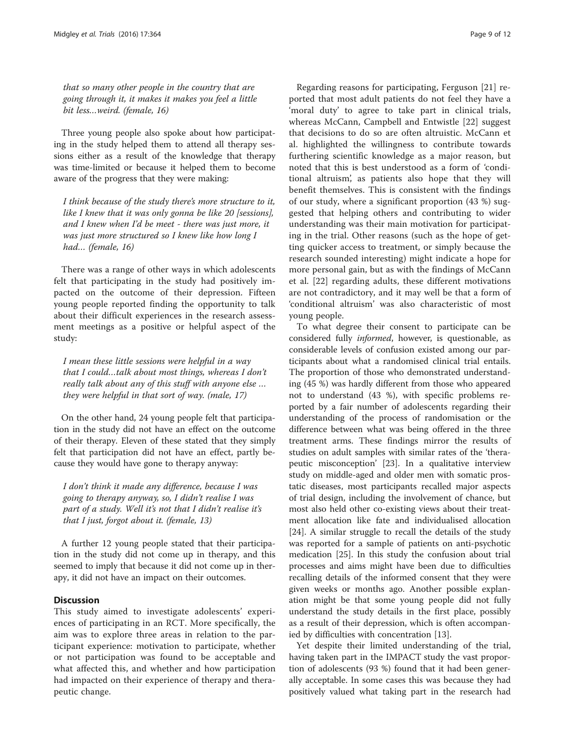*that so many other people in the country that are going through it, it makes it makes you feel a little bit less…weird. (female, 16)*

Three young people also spoke about how participating in the study helped them to attend all therapy sessions either as a result of the knowledge that therapy was time-limited or because it helped them to become aware of the progress that they were making:

*I think because of the study there's more structure to it, like I knew that it was only gonna be like 20 [sessions], and I knew when I'd be meet - there was just more, it was just more structured so I knew like how long I had… (female, 16)*

There was a range of other ways in which adolescents felt that participating in the study had positively impacted on the outcome of their depression. Fifteen young people reported finding the opportunity to talk about their difficult experiences in the research assessment meetings as a positive or helpful aspect of the study:

*I mean these little sessions were helpful in a way that I could…talk about most things, whereas I don't really talk about any of this stuff with anyone else … they were helpful in that sort of way. (male, 17)*

On the other hand, 24 young people felt that participation in the study did not have an effect on the outcome of their therapy. Eleven of these stated that they simply felt that participation did not have an effect, partly because they would have gone to therapy anyway:

*I don't think it made any difference, because I was going to therapy anyway, so, I didn't realise I was part of a study. Well it's not that I didn't realise it's that I just, forgot about it. (female, 13)*

A further 12 young people stated that their participation in the study did not come up in therapy, and this seemed to imply that because it did not come up in therapy, it did not have an impact on their outcomes.

## Discussion

This study aimed to investigate adolescents' experiences of participating in an RCT. More specifically, the aim was to explore three areas in relation to the participant experience: motivation to participate, whether or not participation was found to be acceptable and what affected this, and whether and how participation had impacted on their experience of therapy and therapeutic change.

Regarding reasons for participating, Ferguson [21] reported that most adult patients do not feel they have a 'moral duty' to agree to take part in clinical trials, whereas McCann, Campbell and Entwistle [22] suggest that decisions to do so are often altruistic. McCann et al. highlighted the willingness to contribute towards furthering scientific knowledge as a major reason, but noted that this is best understood as a form of 'conditional altruism', as patients also hope that they will benefit themselves. This is consistent with the findings of our study, where a significant proportion (43 %) suggested that helping others and contributing to wider understanding was their main motivation for participating in the trial. Other reasons (such as the hope of getting quicker access to treatment, or simply because the research sounded interesting) might indicate a hope for more personal gain, but as with the findings of McCann et al. [22] regarding adults, these different motivations are not contradictory, and it may well be that a form of 'conditional altruism' was also characteristic of most young people.

To what degree their consent to participate can be considered fully *informed*, however, is questionable, as considerable levels of confusion existed among our participants about what a randomised clinical trial entails. The proportion of those who demonstrated understanding (45 %) was hardly different from those who appeared not to understand (43 %), with specific problems reported by a fair number of adolescents regarding their understanding of the process of randomisation or the difference between what was being offered in the three treatment arms. These findings mirror the results of studies on adult samples with similar rates of the 'therapeutic misconception' [23]. In a qualitative interview study on middle-aged and older men with somatic prostatic diseases, most participants recalled major aspects of trial design, including the involvement of chance, but most also held other co-existing views about their treatment allocation like fate and individualised allocation [24]. A similar struggle to recall the details of the study was reported for a sample of patients on anti-psychotic medication [25]. In this study the confusion about trial processes and aims might have been due to difficulties recalling details of the informed consent that they were given weeks or months ago. Another possible explanation might be that some young people did not fully understand the study details in the first place, possibly as a result of their depression, which is often accompanied by difficulties with concentration [13].

Yet despite their limited understanding of the trial, having taken part in the IMPACT study the vast proportion of adolescents (93 %) found that it had been generally acceptable. In some cases this was because they had positively valued what taking part in the research had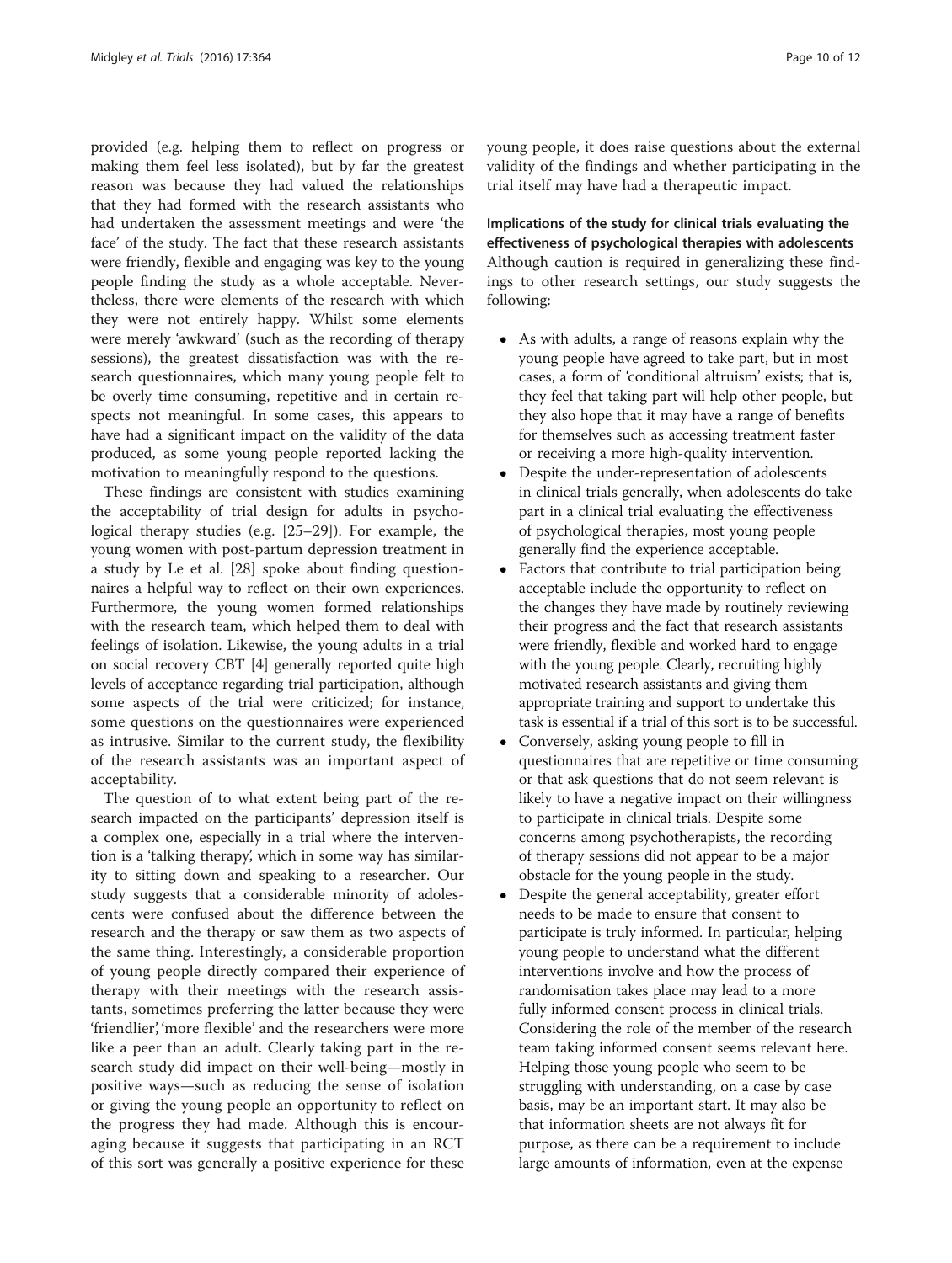provided (e.g. helping them to reflect on progress or making them feel less isolated), but by far the greatest reason was because they had valued the relationships that they had formed with the research assistants who had undertaken the assessment meetings and were 'the face' of the study. The fact that these research assistants were friendly, flexible and engaging was key to the young people finding the study as a whole acceptable. Nevertheless, there were elements of the research with which they were not entirely happy. Whilst some elements were merely 'awkward' (such as the recording of therapy sessions), the greatest dissatisfaction was with the research questionnaires, which many young people felt to be overly time consuming, repetitive and in certain respects not meaningful. In some cases, this appears to have had a significant impact on the validity of the data produced, as some young people reported lacking the motivation to meaningfully respond to the questions.

These findings are consistent with studies examining the acceptability of trial design for adults in psychological therapy studies (e.g. [25–29]). For example, the young women with post-partum depression treatment in a study by Le et al. [28] spoke about finding questionnaires a helpful way to reflect on their own experiences. Furthermore, the young women formed relationships with the research team, which helped them to deal with feelings of isolation. Likewise, the young adults in a trial on social recovery CBT [4] generally reported quite high levels of acceptance regarding trial participation, although some aspects of the trial were criticized; for instance, some questions on the questionnaires were experienced as intrusive. Similar to the current study, the flexibility of the research assistants was an important aspect of acceptability.

The question of to what extent being part of the research impacted on the participants' depression itself is a complex one, especially in a trial where the intervention is a 'talking therapy', which in some way has similarity to sitting down and speaking to a researcher. Our study suggests that a considerable minority of adolescents were confused about the difference between the research and the therapy or saw them as two aspects of the same thing. Interestingly, a considerable proportion of young people directly compared their experience of therapy with their meetings with the research assistants, sometimes preferring the latter because they were 'friendlier', 'more flexible' and the researchers were more like a peer than an adult. Clearly taking part in the research study did impact on their well-being—mostly in positive ways—such as reducing the sense of isolation or giving the young people an opportunity to reflect on the progress they had made. Although this is encouraging because it suggests that participating in an RCT of this sort was generally a positive experience for these young people, it does raise questions about the external validity of the findings and whether participating in the trial itself may have had a therapeutic impact.

### Implications of the study for clinical trials evaluating the effectiveness of psychological therapies with adolescents

Although caution is required in generalizing these findings to other research settings, our study suggests the following:

- As with adults, a range of reasons explain why the young people have agreed to take part, but in most cases, a form of 'conditional altruism' exists; that is, they feel that taking part will help other people, but they also hope that it may have a range of benefits for themselves such as accessing treatment faster or receiving a more high-quality intervention.
- Despite the under-representation of adolescents in clinical trials generally, when adolescents do take part in a clinical trial evaluating the effectiveness of psychological therapies, most young people generally find the experience acceptable.
- Factors that contribute to trial participation being acceptable include the opportunity to reflect on the changes they have made by routinely reviewing their progress and the fact that research assistants were friendly, flexible and worked hard to engage with the young people. Clearly, recruiting highly motivated research assistants and giving them appropriate training and support to undertake this task is essential if a trial of this sort is to be successful.
- Conversely, asking young people to fill in questionnaires that are repetitive or time consuming or that ask questions that do not seem relevant is likely to have a negative impact on their willingness to participate in clinical trials. Despite some concerns among psychotherapists, the recording of therapy sessions did not appear to be a major obstacle for the young people in the study.
- Despite the general acceptability, greater effort needs to be made to ensure that consent to participate is truly informed. In particular, helping young people to understand what the different interventions involve and how the process of randomisation takes place may lead to a more fully informed consent process in clinical trials. Considering the role of the member of the research team taking informed consent seems relevant here. Helping those young people who seem to be struggling with understanding, on a case by case basis, may be an important start. It may also be that information sheets are not always fit for purpose, as there can be a requirement to include large amounts of information, even at the expense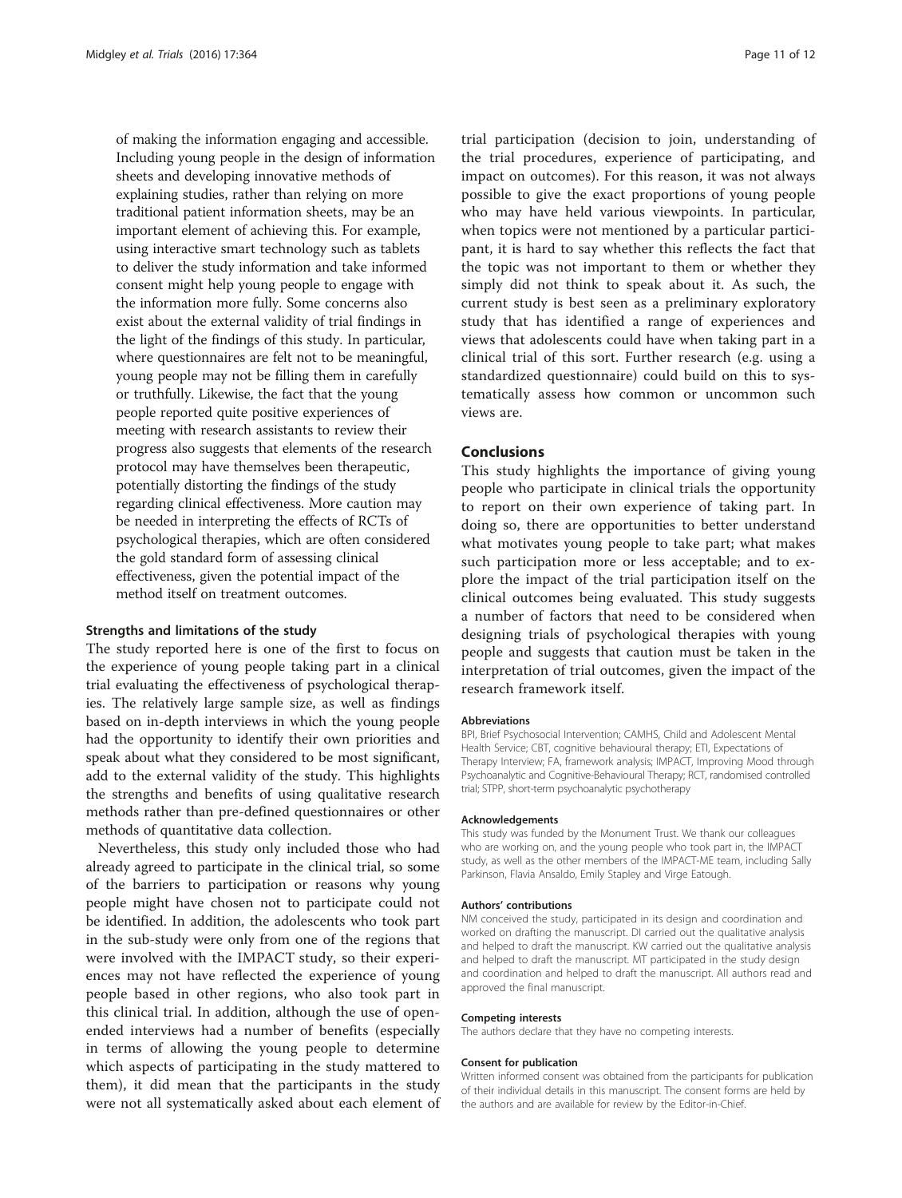of making the information engaging and accessible. Including young people in the design of information sheets and developing innovative methods of explaining studies, rather than relying on more traditional patient information sheets, may be an important element of achieving this. For example, using interactive smart technology such as tablets to deliver the study information and take informed consent might help young people to engage with the information more fully. Some concerns also exist about the external validity of trial findings in the light of the findings of this study. In particular, where questionnaires are felt not to be meaningful, young people may not be filling them in carefully or truthfully. Likewise, the fact that the young people reported quite positive experiences of meeting with research assistants to review their progress also suggests that elements of the research protocol may have themselves been therapeutic, potentially distorting the findings of the study regarding clinical effectiveness. More caution may be needed in interpreting the effects of RCTs of psychological therapies, which are often considered the gold standard form of assessing clinical effectiveness, given the potential impact of the method itself on treatment outcomes.

### Strengths and limitations of the study

The study reported here is one of the first to focus on the experience of young people taking part in a clinical trial evaluating the effectiveness of psychological therapies. The relatively large sample size, as well as findings based on in-depth interviews in which the young people had the opportunity to identify their own priorities and speak about what they considered to be most significant, add to the external validity of the study. This highlights the strengths and benefits of using qualitative research methods rather than pre-defined questionnaires or other methods of quantitative data collection.

Nevertheless, this study only included those who had already agreed to participate in the clinical trial, so some of the barriers to participation or reasons why young people might have chosen not to participate could not be identified. In addition, the adolescents who took part in the sub-study were only from one of the regions that were involved with the IMPACT study, so their experiences may not have reflected the experience of young people based in other regions, who also took part in this clinical trial. In addition, although the use of open-ended interviews had a number of benefits (especially in terms of allowing the young people to determine which aspects of participating in the study mattered to them), it did mean that the participants in the study were not all systematically asked about each element of trial participation (decision to join, understanding of the trial procedures, experience of participating, and impact on outcomes). For this reason, it was not always possible to give the exact proportions of young people who may have held various viewpoints. In particular, when topics were not mentioned by a particular participant, it is hard to say whether this reflects the fact that the topic was not important to them or whether they simply did not think to speak about it. As such, the current study is best seen as a preliminary exploratory study that has identified a range of experiences and views that adolescents could have when taking part in a clinical trial of this sort. Further research (e.g. using a standardized questionnaire) could build on this to systematically assess how common or uncommon such views are.

## Conclusions

This study highlights the importance of giving young people who participate in clinical trials the opportunity to report on their own experience of taking part. In doing so, there are opportunities to better understand what motivates young people to take part; what makes such participation more or less acceptable; and to explore the impact of the trial participation itself on the clinical outcomes being evaluated. This study suggests a number of factors that need to be considered when designing trials of psychological therapies with young people and suggests that caution must be taken in the interpretation of trial outcomes, given the impact of the research framework itself.

#### Abbreviations

BPI, Brief Psychosocial Intervention; CAMHS, Child and Adolescent Mental Health Service; CBT, cognitive behavioural therapy; ETI, Expectations of Therapy Interview; FA, framework analysis; IMPACT, Improving Mood through Psychoanalytic and Cognitive-Behavioural Therapy; RCT, randomised controlled trial; STPP, short-term psychoanalytic psychotherapy

#### Acknowledgements

This study was funded by the Monument Trust. We thank our colleagues who are working on, and the young people who took part in, the IMPACT study, as well as the other members of the IMPACT-ME team, including Sally Parkinson, Flavia Ansaldo, Emily Stapley and Virge Eatough.

#### Authors' contributions

NM conceived the study, participated in its design and coordination and worked on drafting the manuscript. DI carried out the qualitative analysis and helped to draft the manuscript. KW carried out the qualitative analysis and helped to draft the manuscript. MT participated in the study design and coordination and helped to draft the manuscript. All authors read and approved the final manuscript.

#### Competing interests

The authors declare that they have no competing interests.

#### Consent for publication

Written informed consent was obtained from the participants for publication of their individual details in this manuscript. The consent forms are held by the authors and are available for review by the Editor-in-Chief.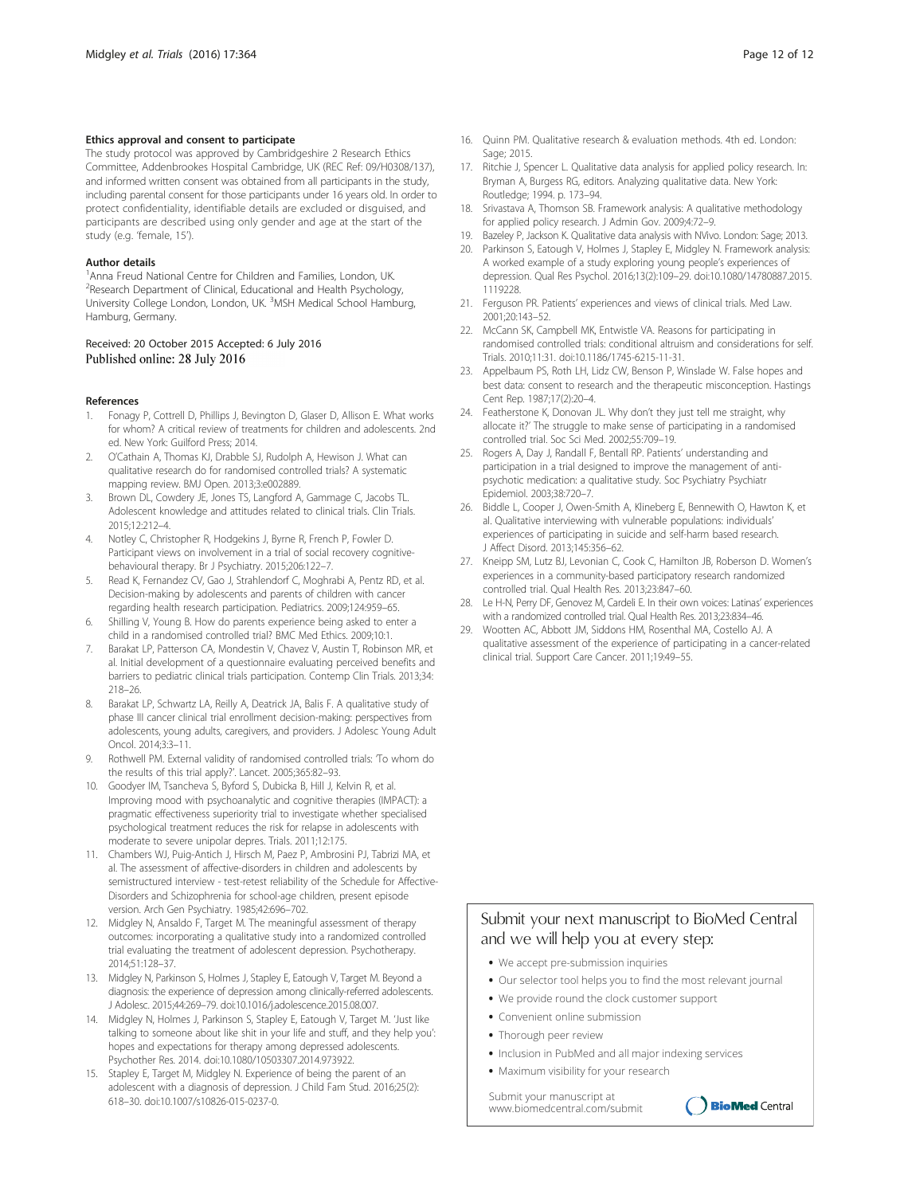### Ethics approval and consent to participate

The study protocol was approved by Cambridgeshire 2 Research Ethics Committee, Addenbrookes Hospital Cambridge, UK (REC Ref: 09/H0308/137), and informed written consent was obtained from all participants in the study, including parental consent for those participants under 16 years old. In order to protect confidentiality, identifiable details are excluded or disguised, and participants are described using only gender and age at the start of the study (e.g. 'female, 15').

### Author details

[1]Anna Freud National Centre for Children and Families, London, UK. [2]Research Department of Clinical, Educational and Health Psychology, University College London, London, UK. [3]MSH Medical School Hamburg, Hamburg, Germany.

Received: 20 October 2015 Accepted: 6 July 2016
Published online: 28 July 2016

### References

1. Fonagy P, Cottrell D, Phillips J, Bevington D, Glaser D, Allison E. What works for whom? A critical review of treatments for children and adolescents. 2nd ed. New York: Guilford Press; 2014.
2. O'Cathain A, Thomas KJ, Drabble SJ, Rudolph A, Hewison J. What can qualitative research do for randomised controlled trials? A systematic mapping review. BMJ Open. 2013;3:e002889.
3. Brown DL, Cowdery JE, Jones TS, Langford A, Gammage C, Jacobs TL. Adolescent knowledge and attitudes related to clinical trials. Clin Trials. 2015;12:212–4.
4. Notley C, Christopher R, Hodgekins J, Byrne R, French P, Fowler D. Participant views on involvement in a trial of social recovery cognitive-behavioural therapy. Br J Psychiatry. 2015;206:122–7.
5. Read K, Fernandez CV, Gao J, Strahlendorf C, Moghrabi A, Pentz RD, et al. Decision-making by adolescents and parents of children with cancer regarding health research participation. Pediatrics. 2009;124:959–65.
6. Shilling V, Young B. How do parents experience being asked to enter a child in a randomised controlled trial? BMC Med Ethics. 2009;10:1.
7. Barakat LP, Patterson CA, Mondestin V, Chavez V, Austin T, Robinson MR, et al. Initial development of a questionnaire evaluating perceived benefits and barriers to pediatric clinical trials participation. Contemp Clin Trials. 2013;34:218–26.
8. Barakat LP, Schwartz LA, Reilly A, Deatrick JA, Balis F. A qualitative study of phase III cancer clinical trial enrollment decision-making: perspectives from adolescents, young adults, caregivers, and providers. J Adolesc Young Adult Oncol. 2014;3:3–11.
9. Rothwell PM. External validity of randomised controlled trials: 'To whom do the results of this trial apply?'. Lancet. 2005;365:82–93.
10. Goodyer IM, Tsancheva S, Byford S, Dubicka B, Hill J, Kelvin R, et al. Improving mood with psychoanalytic and cognitive therapies (IMPACT): a pragmatic effectiveness superiority trial to investigate whether specialised psychological treatment reduces the risk for relapse in adolescents with moderate to severe unipolar depres. Trials. 2011;12:175.
11. Chambers WJ, Puig-Antich J, Hirsch M, Paez P, Ambrosini PJ, Tabrizi MA, et al. The assessment of affective-disorders in children and adolescents by semistructured interview - test-retest reliability of the Schedule for Affective-Disorders and Schizophrenia for school-age children, present episode version. Arch Gen Psychiatry. 1985;42:696–702.
12. Midgley N, Ansaldo F, Target M. The meaningful assessment of therapy outcomes: incorporating a qualitative study into a randomized controlled trial evaluating the treatment of adolescent depression. Psychotherapy. 2014;51:128–37.
13. Midgley N, Parkinson S, Holmes J, Stapley E, Eatough V, Target M. Beyond a diagnosis: the experience of depression among clinically-referred adolescents. J Adolesc. 2015;44:269–79. doi:10.1016/j.adolescence.2015.08.007.
14. Midgley N, Holmes J, Parkinson S, Stapley E, Eatough V, Target M. 'Just like talking to someone about like shit in your life and stuff, and they help you': hopes and expectations for therapy among depressed adolescents. Psychother Res. 2014. doi:10.1080/10503307.2014.973922.
15. Stapley E, Target M, Midgley N. Experience of being the parent of an adolescent with a diagnosis of depression. J Child Fam Stud. 2016;25(2): 618–30. doi:10.1007/s10826-015-0237-0.
16. Quinn PM. Qualitative research & evaluation methods. 4th ed. London: Sage; 2015.
17. Ritchie J, Spencer L. Qualitative data analysis for applied policy research. In: Bryman A, Burgess RG, editors. Analyzing qualitative data. New York: Routledge; 1994. p. 173–94.
18. Srivastava A, Thomson SB. Framework analysis: A qualitative methodology for applied policy research. J Admin Gov. 2009;4:72–9.
19. Bazeley P, Jackson K. Qualitative data analysis with NVivo. London: Sage; 2013.
20. Parkinson S, Eatough V, Holmes J, Stapley E, Midgley N. Framework analysis: A worked example of a study exploring young people's experiences of depression. Qual Res Psychol. 2016;13(2):109–29. doi:10.1080/14780887.2015.1119228.
21. Ferguson PR. Patients' experiences and views of clinical trials. Med Law. 2001;20:143–52.
22. McCann SK, Campbell MK, Entwistle VA. Reasons for participating in randomised controlled trials: conditional altruism and considerations for self. Trials. 2010;11:31. doi:10.1186/1745-6215-11-31.
23. Appelbaum PS, Roth LH, Lidz CW, Benson P, Winslade W. False hopes and best data: consent to research and the therapeutic misconception. Hastings Cent Rep. 1987;17(2):20–4.
24. Featherstone K, Donovan JL. Why don't they just tell me straight, why allocate it?' The struggle to make sense of participating in a randomised controlled trial. Soc Sci Med. 2002;55:709–19.
25. Rogers A, Day J, Randall F, Bentall RP. Patients' understanding and participation in a trial designed to improve the management of anti-psychotic medication: a qualitative study. Soc Psychiatry Psychiatr Epidemiol. 2003;38:720–7.
26. Biddle L, Cooper J, Owen-Smith A, Klineberg E, Bennewith O, Hawton K, et al. Qualitative interviewing with vulnerable populations: individuals' experiences of participating in suicide and self-harm based research. J Affect Disord. 2013;145:356–62.
27. Kneipp SM, Lutz BJ, Levonian C, Cook C, Hamilton JB, Roberson D. Women's experiences in a community-based participatory research randomized controlled trial. Qual Health Res. 2013;23:847–60.
28. Le H-N, Perry DF, Genovez M, Cardeli E. In their own voices: Latinas' experiences with a randomized controlled trial. Qual Health Res. 2013;23:834–46.
29. Wootten AC, Abbott JM, Siddons HM, Rosenthal MA, Costello AJ. A qualitative assessment of the experience of participating in a cancer-related clinical trial. Support Care Cancer. 2011;19:49–55.

Submit your next manuscript to BioMed Central and we will help you at every step:

- We accept pre-submission inquiries
- Our selector tool helps you to find the most relevant journal
- We provide round the clock customer support
- Convenient online submission
- Thorough peer review
- Inclusion in PubMed and all major indexing services
- Maximum visibility for your research

Submit your manuscript at www.biomedcentral.com/submit

BioMed Central